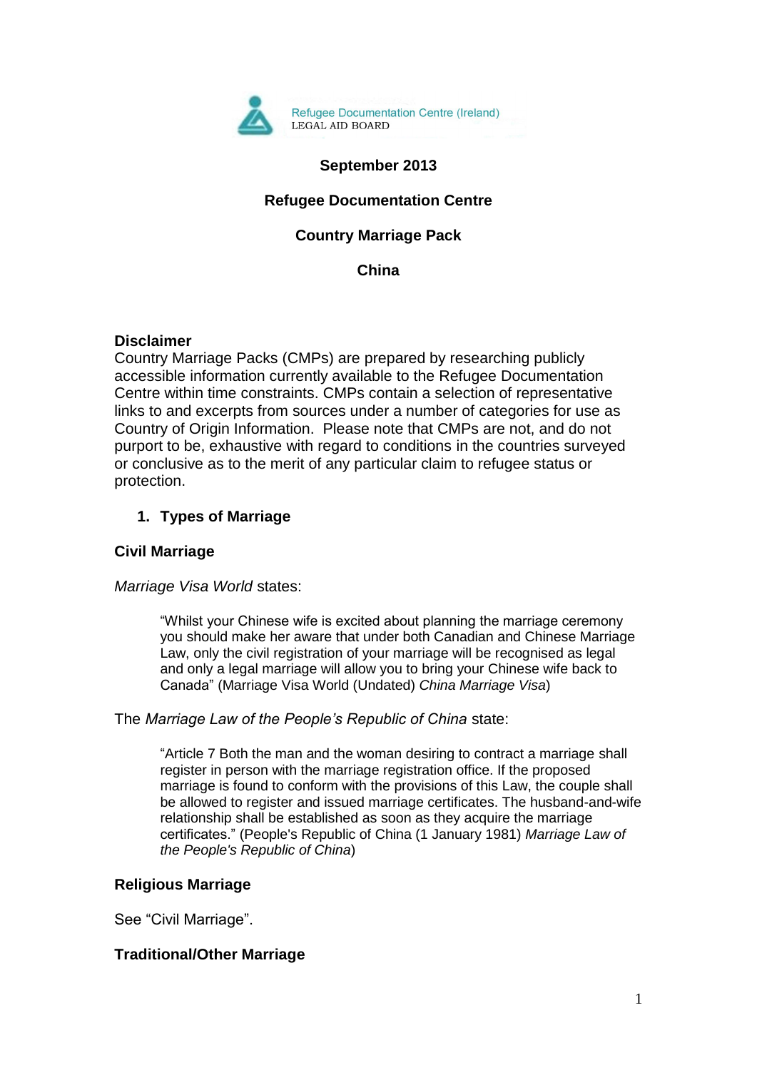Refugee Documentation Centre (Ireland)
LEGAL AID BOARD

**September 2013**

**Refugee Documentation Centre**

**Country Marriage Pack**

**China**

**Disclaimer**

Country Marriage Packs (CMPs) are prepared by researching publicly accessible information currently available to the Refugee Documentation Centre within time constraints. CMPs contain a selection of representative links to and excerpts from sources under a number of categories for use as Country of Origin Information. Please note that CMPs are not, and do not purport to be, exhaustive with regard to conditions in the countries surveyed or conclusive as to the merit of any particular claim to refugee status or protection.

## 1. Types of Marriage

### Civil Marriage

*Marriage Visa World* states:

> "Whilst your Chinese wife is excited about planning the marriage ceremony you should make her aware that under both Canadian and Chinese Marriage Law, only the civil registration of your marriage will be recognised as legal and only a legal marriage will allow you to bring your Chinese wife back to Canada" (Marriage Visa World (Undated) *China Marriage Visa*)

The *Marriage Law of the People's Republic of China* state:

> "Article 7 Both the man and the woman desiring to contract a marriage shall register in person with the marriage registration office. If the proposed marriage is found to conform with the provisions of this Law, the couple shall be allowed to register and issued marriage certificates. The husband-and-wife relationship shall be established as soon as they acquire the marriage certificates." (People's Republic of China (1 January 1981) *Marriage Law of the People's Republic of China*)

### Religious Marriage

See "Civil Marriage".

### Traditional/Other Marriage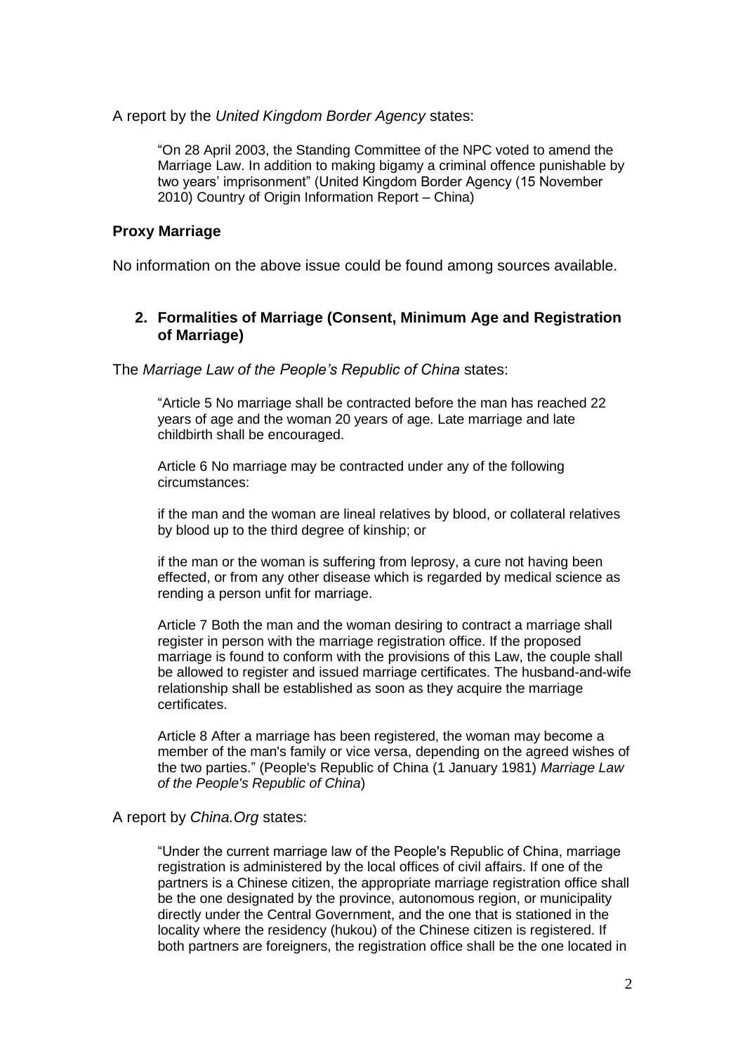A report by the *United Kingdom Border Agency* states:

> "On 28 April 2003, the Standing Committee of the NPC voted to amend the Marriage Law. In addition to making bigamy a criminal offence punishable by two years' imprisonment" (United Kingdom Border Agency (15 November 2010) Country of Origin Information Report – China)

**Proxy Marriage**

No information on the above issue could be found among sources available.

## 2. Formalities of Marriage (Consent, Minimum Age and Registration of Marriage)

The *Marriage Law of the People's Republic of China* states:

> "Article 5 No marriage shall be contracted before the man has reached 22 years of age and the woman 20 years of age. Late marriage and late childbirth shall be encouraged.
>
> Article 6 No marriage may be contracted under any of the following circumstances:
>
> if the man and the woman are lineal relatives by blood, or collateral relatives by blood up to the third degree of kinship; or
>
> if the man or the woman is suffering from leprosy, a cure not having been effected, or from any other disease which is regarded by medical science as rending a person unfit for marriage.
>
> Article 7 Both the man and the woman desiring to contract a marriage shall register in person with the marriage registration office. If the proposed marriage is found to conform with the provisions of this Law, the couple shall be allowed to register and issued marriage certificates. The husband-and-wife relationship shall be established as soon as they acquire the marriage certificates.
>
> Article 8 After a marriage has been registered, the woman may become a member of the man's family or vice versa, depending on the agreed wishes of the two parties." (People's Republic of China (1 January 1981) *Marriage Law of the People's Republic of China*)

A report by *China.Org* states:

> "Under the current marriage law of the People's Republic of China, marriage registration is administered by the local offices of civil affairs. If one of the partners is a Chinese citizen, the appropriate marriage registration office shall be the one designated by the province, autonomous region, or municipality directly under the Central Government, and the one that is stationed in the locality where the residency (hukou) of the Chinese citizen is registered. If both partners are foreigners, the registration office shall be the one located in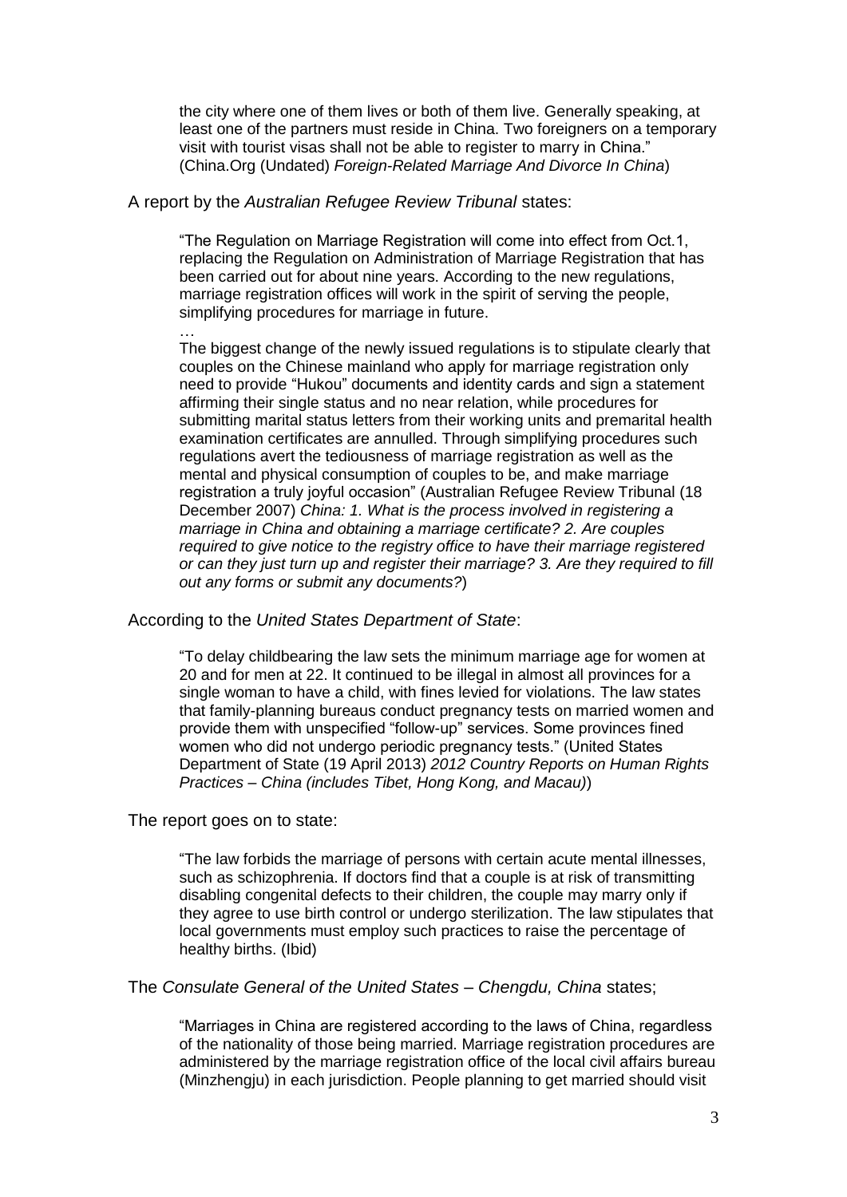> the city where one of them lives or both of them live. Generally speaking, at least one of the partners must reside in China. Two foreigners on a temporary visit with tourist visas shall not be able to register to marry in China." (China.Org (Undated) *Foreign-Related Marriage And Divorce In China*)

A report by the *Australian Refugee Review Tribunal* states:

> "The Regulation on Marriage Registration will come into effect from Oct.1, replacing the Regulation on Administration of Marriage Registration that has been carried out for about nine years. According to the new regulations, marriage registration offices will work in the spirit of serving the people, simplifying procedures for marriage in future.
>
> …
>
> The biggest change of the newly issued regulations is to stipulate clearly that couples on the Chinese mainland who apply for marriage registration only need to provide "Hukou" documents and identity cards and sign a statement affirming their single status and no near relation, while procedures for submitting marital status letters from their working units and premarital health examination certificates are annulled. Through simplifying procedures such regulations avert the tediousness of marriage registration as well as the mental and physical consumption of couples to be, and make marriage registration a truly joyful occasion" (Australian Refugee Review Tribunal (18 December 2007) *China: 1. What is the process involved in registering a marriage in China and obtaining a marriage certificate? 2. Are couples required to give notice to the registry office to have their marriage registered or can they just turn up and register their marriage? 3. Are they required to fill out any forms or submit any documents?*)

According to the *United States Department of State*:

> "To delay childbearing the law sets the minimum marriage age for women at 20 and for men at 22. It continued to be illegal in almost all provinces for a single woman to have a child, with fines levied for violations. The law states that family-planning bureaus conduct pregnancy tests on married women and provide them with unspecified "follow-up" services. Some provinces fined women who did not undergo periodic pregnancy tests." (United States Department of State (19 April 2013) *2012 Country Reports on Human Rights Practices – China (includes Tibet, Hong Kong, and Macau)*)

The report goes on to state:

> "The law forbids the marriage of persons with certain acute mental illnesses, such as schizophrenia. If doctors find that a couple is at risk of transmitting disabling congenital defects to their children, the couple may marry only if they agree to use birth control or undergo sterilization. The law stipulates that local governments must employ such practices to raise the percentage of healthy births. (Ibid)

The *Consulate General of the United States – Chengdu, China* states;

> "Marriages in China are registered according to the laws of China, regardless of the nationality of those being married. Marriage registration procedures are administered by the marriage registration office of the local civil affairs bureau (Minzhengju) in each jurisdiction. People planning to get married should visit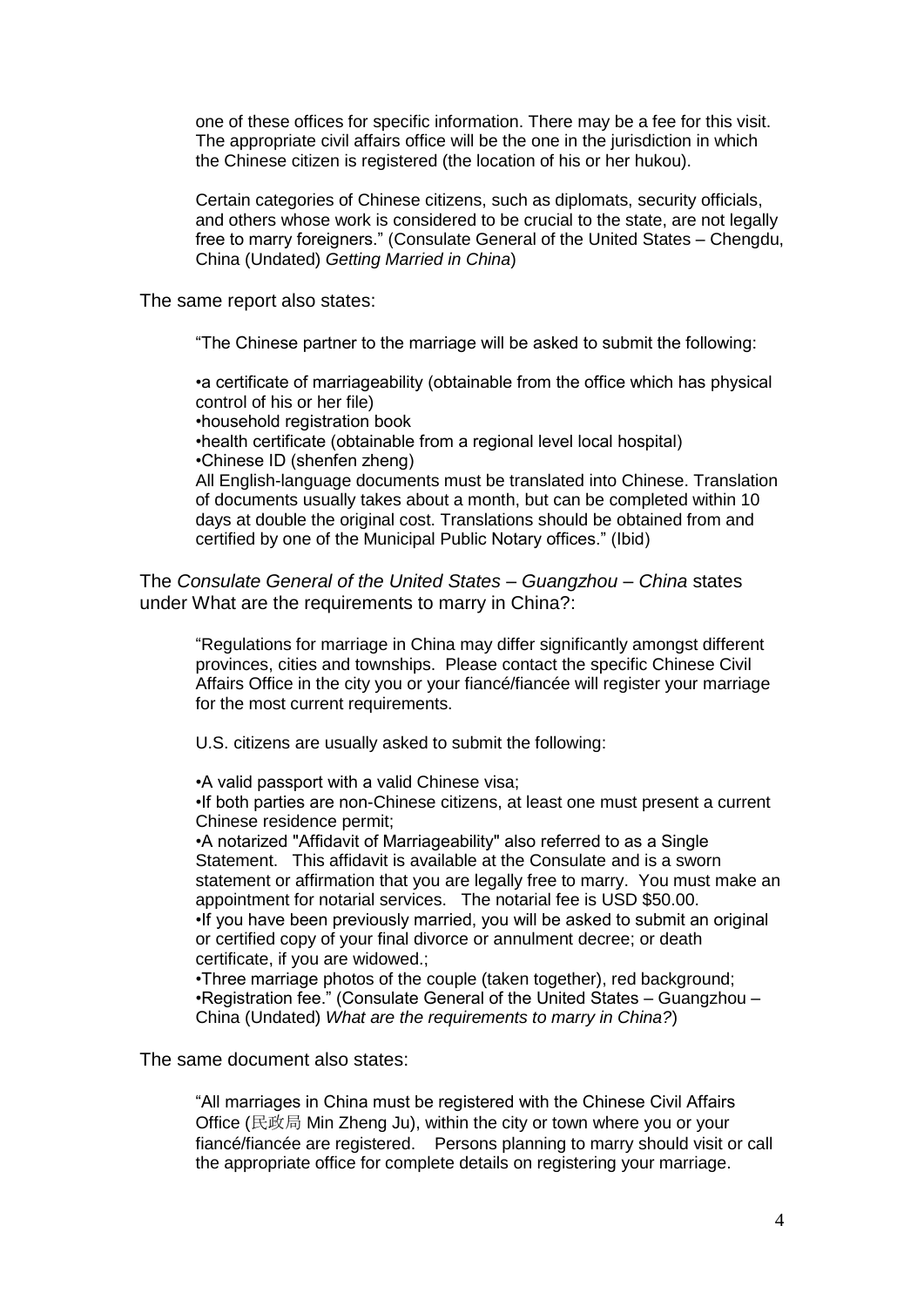> one of these offices for specific information. There may be a fee for this visit. The appropriate civil affairs office will be the one in the jurisdiction in which the Chinese citizen is registered (the location of his or her hukou).
>
> Certain categories of Chinese citizens, such as diplomats, security officials, and others whose work is considered to be crucial to the state, are not legally free to marry foreigners." (Consulate General of the United States – Chengdu, China (Undated) *Getting Married in China*)

The same report also states:

> "The Chinese partner to the marriage will be asked to submit the following:
>
> •a certificate of marriageability (obtainable from the office which has physical control of his or her file)
> •household registration book
> •health certificate (obtainable from a regional level local hospital)
> •Chinese ID (shenfen zheng)
> All English-language documents must be translated into Chinese. Translation of documents usually takes about a month, but can be completed within 10 days at double the original cost. Translations should be obtained from and certified by one of the Municipal Public Notary offices." (Ibid)

The *Consulate General of the United States – Guangzhou – China* states under What are the requirements to marry in China?:

> "Regulations for marriage in China may differ significantly amongst different provinces, cities and townships. Please contact the specific Chinese Civil Affairs Office in the city you or your fiancé/fiancée will register your marriage for the most current requirements.
>
> U.S. citizens are usually asked to submit the following:
>
> •A valid passport with a valid Chinese visa;
> •If both parties are non-Chinese citizens, at least one must present a current Chinese residence permit;
> •A notarized "Affidavit of Marriageability" also referred to as a Single Statement. This affidavit is available at the Consulate and is a sworn statement or affirmation that you are legally free to marry. You must make an appointment for notarial services. The notarial fee is USD $50.00.
> •If you have been previously married, you will be asked to submit an original or certified copy of your final divorce or annulment decree; or death certificate, if you are widowed.;
> •Three marriage photos of the couple (taken together), red background;
> •Registration fee." (Consulate General of the United States – Guangzhou – China (Undated) *What are the requirements to marry in China?*)

The same document also states:

> "All marriages in China must be registered with the Chinese Civil Affairs Office (民政局 Min Zheng Ju), within the city or town where you or your fiancé/fiancée are registered. Persons planning to marry should visit or call the appropriate office for complete details on registering your marriage.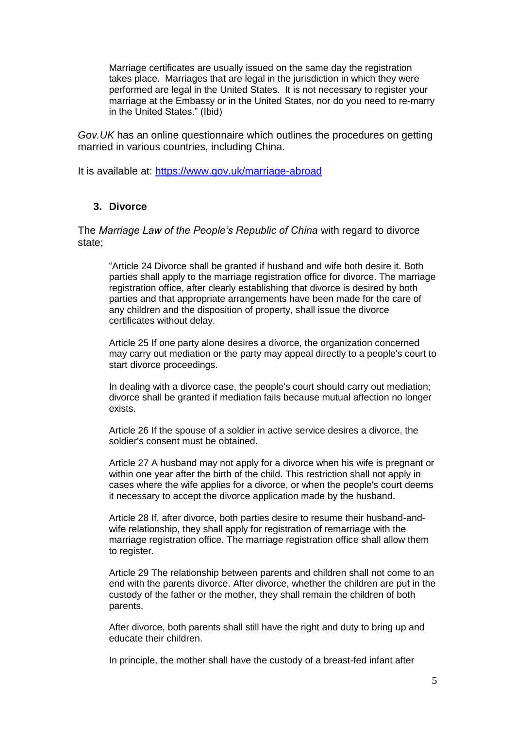> Marriage certificates are usually issued on the same day the registration takes place. Marriages that are legal in the jurisdiction in which they were performed are legal in the United States. It is not necessary to register your marriage at the Embassy or in the United States, nor do you need to re-marry in the United States." (Ibid)

*Gov.UK* has an online questionnaire which outlines the procedures on getting married in various countries, including China.

It is available at: [https://www.gov.uk/marriage-abroad](https://www.gov.uk/marriage-abroad)

## 3. Divorce

The *Marriage Law of the People's Republic of China* with regard to divorce state;

> "Article 24 Divorce shall be granted if husband and wife both desire it. Both parties shall apply to the marriage registration office for divorce. The marriage registration office, after clearly establishing that divorce is desired by both parties and that appropriate arrangements have been made for the care of any children and the disposition of property, shall issue the divorce certificates without delay.
>
> Article 25 If one party alone desires a divorce, the organization concerned may carry out mediation or the party may appeal directly to a people's court to start divorce proceedings.
>
> In dealing with a divorce case, the people's court should carry out mediation; divorce shall be granted if mediation fails because mutual affection no longer exists.
>
> Article 26 If the spouse of a soldier in active service desires a divorce, the soldier's consent must be obtained.
>
> Article 27 A husband may not apply for a divorce when his wife is pregnant or within one year after the birth of the child. This restriction shall not apply in cases where the wife applies for a divorce, or when the people's court deems it necessary to accept the divorce application made by the husband.
>
> Article 28 If, after divorce, both parties desire to resume their husband-and-wife relationship, they shall apply for registration of remarriage with the marriage registration office. The marriage registration office shall allow them to register.
>
> Article 29 The relationship between parents and children shall not come to an end with the parents divorce. After divorce, whether the children are put in the custody of the father or the mother, they shall remain the children of both parents.
>
> After divorce, both parents shall still have the right and duty to bring up and educate their children.
>
> In principle, the mother shall have the custody of a breast-fed infant after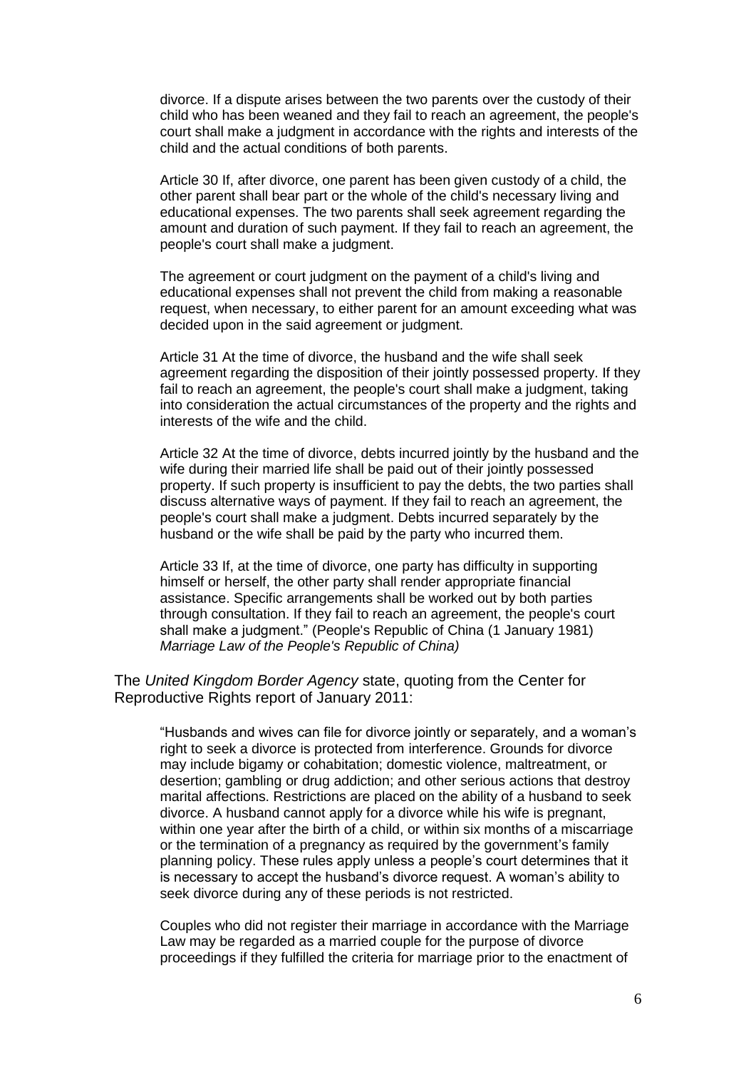> divorce. If a dispute arises between the two parents over the custody of their child who has been weaned and they fail to reach an agreement, the people's court shall make a judgment in accordance with the rights and interests of the child and the actual conditions of both parents.
>
> Article 30 If, after divorce, one parent has been given custody of a child, the other parent shall bear part or the whole of the child's necessary living and educational expenses. The two parents shall seek agreement regarding the amount and duration of such payment. If they fail to reach an agreement, the people's court shall make a judgment.
>
> The agreement or court judgment on the payment of a child's living and educational expenses shall not prevent the child from making a reasonable request, when necessary, to either parent for an amount exceeding what was decided upon in the said agreement or judgment.
>
> Article 31 At the time of divorce, the husband and the wife shall seek agreement regarding the disposition of their jointly possessed property. If they fail to reach an agreement, the people's court shall make a judgment, taking into consideration the actual circumstances of the property and the rights and interests of the wife and the child.
>
> Article 32 At the time of divorce, debts incurred jointly by the husband and the wife during their married life shall be paid out of their jointly possessed property. If such property is insufficient to pay the debts, the two parties shall discuss alternative ways of payment. If they fail to reach an agreement, the people's court shall make a judgment. Debts incurred separately by the husband or the wife shall be paid by the party who incurred them.
>
> Article 33 If, at the time of divorce, one party has difficulty in supporting himself or herself, the other party shall render appropriate financial assistance. Specific arrangements shall be worked out by both parties through consultation. If they fail to reach an agreement, the people's court shall make a judgment." (People's Republic of China (1 January 1981) *Marriage Law of the People's Republic of China)*

The *United Kingdom Border Agency* state, quoting from the Center for Reproductive Rights report of January 2011:

> "Husbands and wives can file for divorce jointly or separately, and a woman's right to seek a divorce is protected from interference. Grounds for divorce may include bigamy or cohabitation; domestic violence, maltreatment, or desertion; gambling or drug addiction; and other serious actions that destroy marital affections. Restrictions are placed on the ability of a husband to seek divorce. A husband cannot apply for a divorce while his wife is pregnant, within one year after the birth of a child, or within six months of a miscarriage or the termination of a pregnancy as required by the government's family planning policy. These rules apply unless a people's court determines that it is necessary to accept the husband's divorce request. A woman's ability to seek divorce during any of these periods is not restricted.
>
> Couples who did not register their marriage in accordance with the Marriage Law may be regarded as a married couple for the purpose of divorce proceedings if they fulfilled the criteria for marriage prior to the enactment of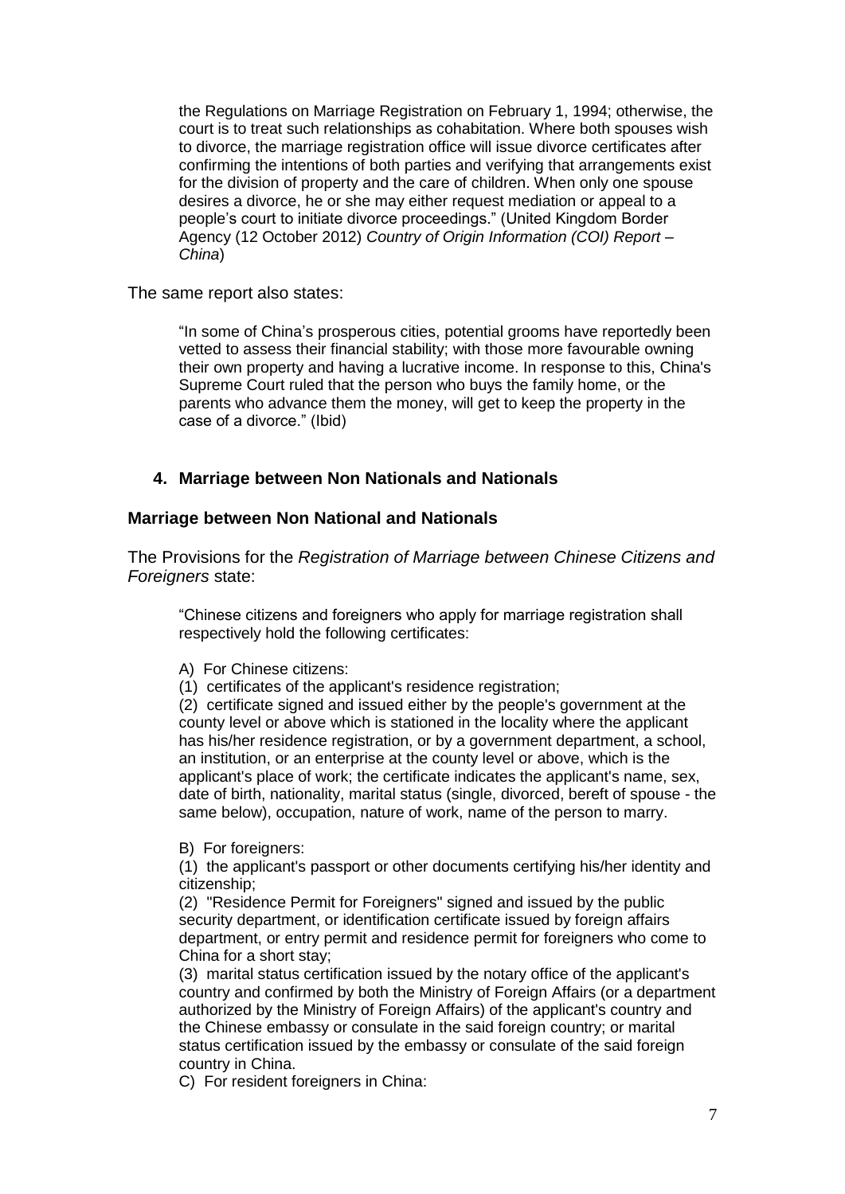the Regulations on Marriage Registration on February 1, 1994; otherwise, the court is to treat such relationships as cohabitation. Where both spouses wish to divorce, the marriage registration office will issue divorce certificates after confirming the intentions of both parties and verifying that arrangements exist for the division of property and the care of children. When only one spouse desires a divorce, he or she may either request mediation or appeal to a people's court to initiate divorce proceedings." (United Kingdom Border Agency (12 October 2012) *Country of Origin Information (COI) Report – China*)

The same report also states:

> "In some of China's prosperous cities, potential grooms have reportedly been vetted to assess their financial stability; with those more favourable owning their own property and having a lucrative income. In response to this, China's Supreme Court ruled that the person who buys the family home, or the parents who advance them the money, will get to keep the property in the case of a divorce." (Ibid)

## 4. Marriage between Non Nationals and Nationals

### Marriage between Non National and Nationals

The Provisions for the *Registration of Marriage between Chinese Citizens and Foreigners* state:

> "Chinese citizens and foreigners who apply for marriage registration shall respectively hold the following certificates:
>
> A) For Chinese citizens:
> (1) certificates of the applicant's residence registration;
> (2) certificate signed and issued either by the people's government at the county level or above which is stationed in the locality where the applicant has his/her residence registration, or by a government department, a school, an institution, or an enterprise at the county level or above, which is the applicant's place of work; the certificate indicates the applicant's name, sex, date of birth, nationality, marital status (single, divorced, bereft of spouse - the same below), occupation, nature of work, name of the person to marry.
>
> B) For foreigners:
> (1) the applicant's passport or other documents certifying his/her identity and citizenship;
> (2) "Residence Permit for Foreigners" signed and issued by the public security department, or identification certificate issued by foreign affairs department, or entry permit and residence permit for foreigners who come to China for a short stay;
> (3) marital status certification issued by the notary office of the applicant's country and confirmed by both the Ministry of Foreign Affairs (or a department authorized by the Ministry of Foreign Affairs) of the applicant's country and the Chinese embassy or consulate in the said foreign country; or marital status certification issued by the embassy or consulate of the said foreign country in China.
> C) For resident foreigners in China: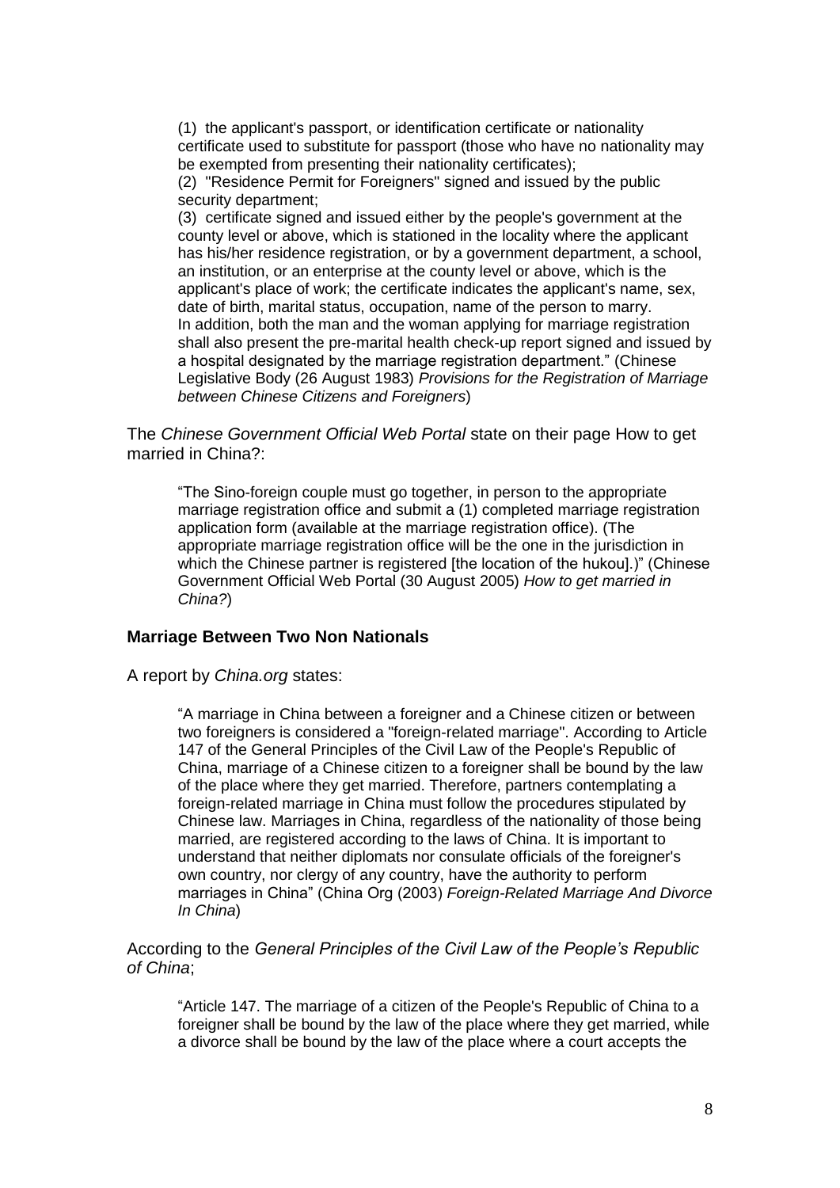> (1) the applicant's passport, or identification certificate or nationality certificate used to substitute for passport (those who have no nationality may be exempted from presenting their nationality certificates);
> (2) "Residence Permit for Foreigners" signed and issued by the public security department;
> (3) certificate signed and issued either by the people's government at the county level or above, which is stationed in the locality where the applicant has his/her residence registration, or by a government department, a school, an institution, or an enterprise at the county level or above, which is the applicant's place of work; the certificate indicates the applicant's name, sex, date of birth, marital status, occupation, name of the person to marry.
> In addition, both the man and the woman applying for marriage registration shall also present the pre-marital health check-up report signed and issued by a hospital designated by the marriage registration department." (Chinese Legislative Body (26 August 1983) *Provisions for the Registration of Marriage between Chinese Citizens and Foreigners*)

The *Chinese Government Official Web Portal* state on their page How to get married in China?:

> "The Sino-foreign couple must go together, in person to the appropriate marriage registration office and submit a (1) completed marriage registration application form (available at the marriage registration office). (The appropriate marriage registration office will be the one in the jurisdiction in which the Chinese partner is registered [the location of the hukou].)" (Chinese Government Official Web Portal (30 August 2005) *How to get married in China?*)

**Marriage Between Two Non Nationals**

A report by *China.org* states:

> "A marriage in China between a foreigner and a Chinese citizen or between two foreigners is considered a "foreign-related marriage". According to Article 147 of the General Principles of the Civil Law of the People's Republic of China, marriage of a Chinese citizen to a foreigner shall be bound by the law of the place where they get married. Therefore, partners contemplating a foreign-related marriage in China must follow the procedures stipulated by Chinese law. Marriages in China, regardless of the nationality of those being married, are registered according to the laws of China. It is important to understand that neither diplomats nor consulate officials of the foreigner's own country, nor clergy of any country, have the authority to perform marriages in China" (China Org (2003) *Foreign-Related Marriage And Divorce In China*)

According to the *General Principles of the Civil Law of the People's Republic of China*;

> "Article 147. The marriage of a citizen of the People's Republic of China to a foreigner shall be bound by the law of the place where they get married, while a divorce shall be bound by the law of the place where a court accepts the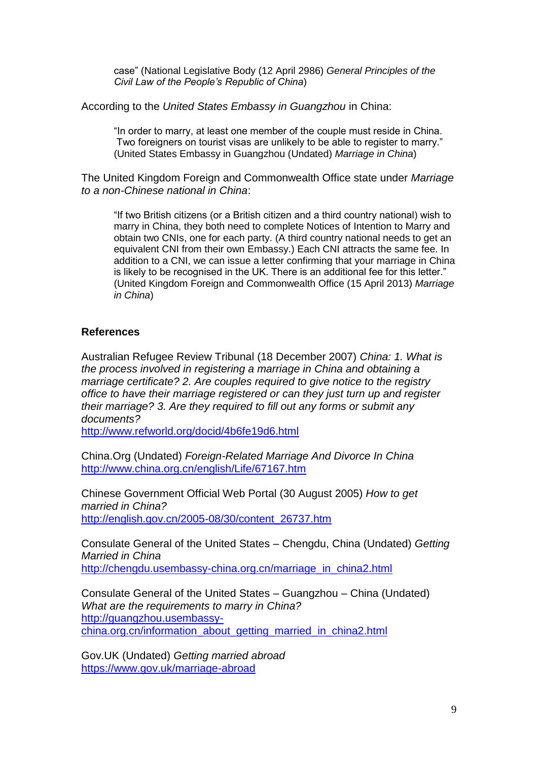> case" (National Legislative Body (12 April 2986) *General Principles of the Civil Law of the People's Republic of China*)

According to the *United States Embassy in Guangzhou* in China:

> "In order to marry, at least one member of the couple must reside in China. Two foreigners on tourist visas are unlikely to be able to register to marry." (United States Embassy in Guangzhou (Undated) *Marriage in China*)

The United Kingdom Foreign and Commonwealth Office state under *Marriage to a non-Chinese national in China*:

> "If two British citizens (or a British citizen and a third country national) wish to marry in China, they both need to complete Notices of Intention to Marry and obtain two CNIs, one for each party. (A third country national needs to get an equivalent CNI from their own Embassy.) Each CNI attracts the same fee. In addition to a CNI, we can issue a letter confirming that your marriage in China is likely to be recognised in the UK. There is an additional fee for this letter." (United Kingdom Foreign and Commonwealth Office (15 April 2013) *Marriage in China*)

## References

Australian Refugee Review Tribunal (18 December 2007) *China: 1. What is the process involved in registering a marriage in China and obtaining a marriage certificate? 2. Are couples required to give notice to the registry office to have their marriage registered or can they just turn up and register their marriage? 3. Are they required to fill out any forms or submit any documents?*
http://www.refworld.org/docid/4b6fe19d6.html

China.Org (Undated) *Foreign-Related Marriage And Divorce In China*
http://www.china.org.cn/english/Life/67167.htm

Chinese Government Official Web Portal (30 August 2005) *How to get married in China?*
http://english.gov.cn/2005-08/30/content_26737.htm

Consulate General of the United States – Chengdu, China (Undated) *Getting Married in China*
http://chengdu.usembassy-china.org.cn/marriage_in_china2.html

Consulate General of the United States – Guangzhou – China (Undated) *What are the requirements to marry in China?*
http://guangzhou.usembassy-china.org.cn/information_about_getting_married_in_china2.html

Gov.UK (Undated) *Getting married abroad*
https://www.gov.uk/marriage-abroad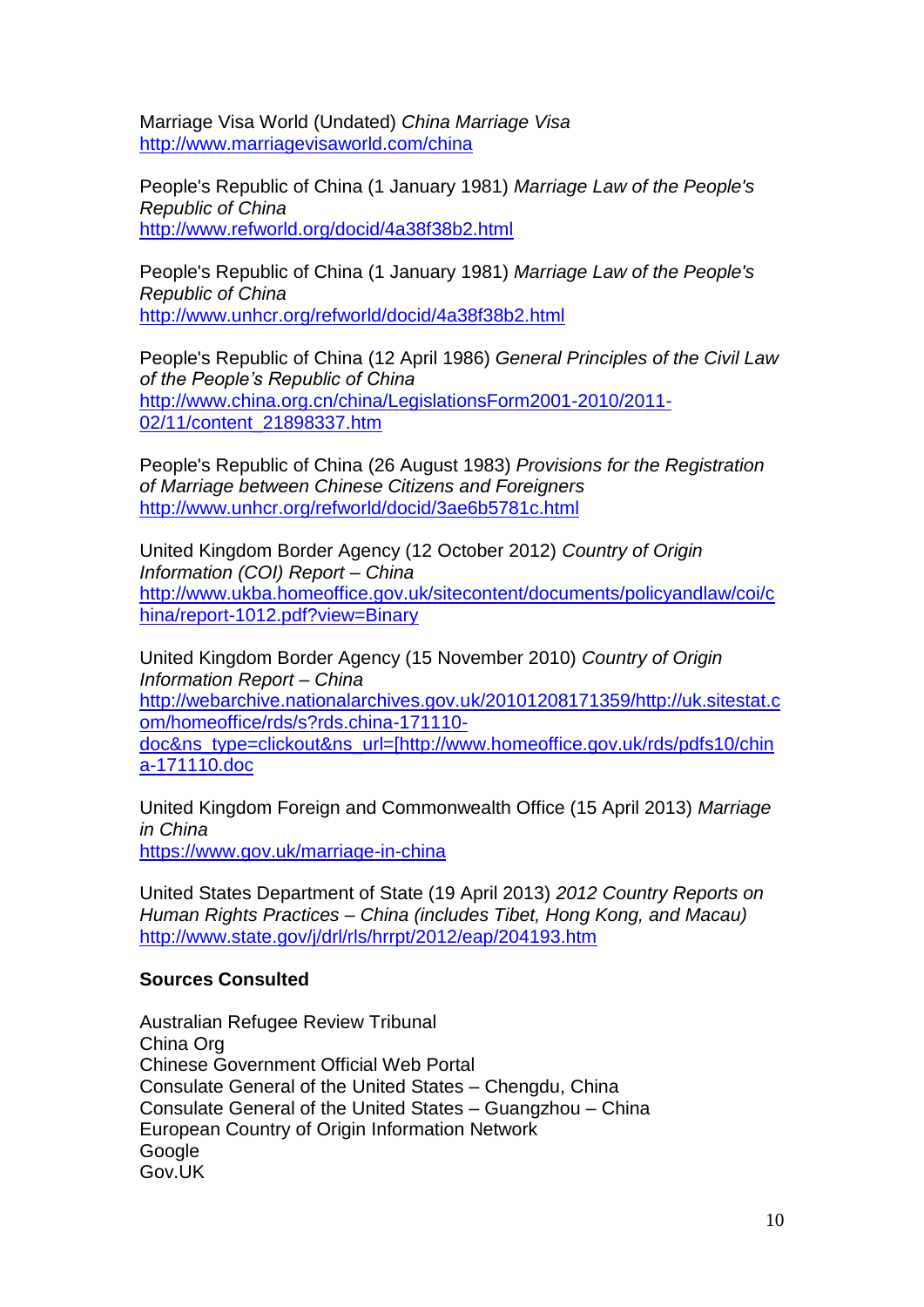Marriage Visa World (Undated) *China Marriage Visa*
http://www.marriagevisaworld.com/china

People's Republic of China (1 January 1981) *Marriage Law of the People's Republic of China*
http://www.refworld.org/docid/4a38f38b2.html

People's Republic of China (1 January 1981) *Marriage Law of the People's Republic of China*
http://www.unhcr.org/refworld/docid/4a38f38b2.html

People's Republic of China (12 April 1986) *General Principles of the Civil Law of the People's Republic of China*
http://www.china.org.cn/china/LegislationsForm2001-2010/2011-02/11/content_21898337.htm

People's Republic of China (26 August 1983) *Provisions for the Registration of Marriage between Chinese Citizens and Foreigners*
http://www.unhcr.org/refworld/docid/3ae6b5781c.html

United Kingdom Border Agency (12 October 2012) *Country of Origin Information (COI) Report – China*
http://www.ukba.homeoffice.gov.uk/sitecontent/documents/policyandlaw/coi/china/report-1012.pdf?view=Binary

United Kingdom Border Agency (15 November 2010) *Country of Origin Information Report – China*
http://webarchive.nationalarchives.gov.uk/20101208171359/http://uk.sitestat.com/homeoffice/rds/s?rds.china-171110-doc&ns_type=clickout&ns_url=[http://www.homeoffice.gov.uk/rds/pdfs10/china-171110.doc

United Kingdom Foreign and Commonwealth Office (15 April 2013) *Marriage in China*
https://www.gov.uk/marriage-in-china

United States Department of State (19 April 2013) *2012 Country Reports on Human Rights Practices – China (includes Tibet, Hong Kong, and Macau)*
http://www.state.gov/j/drl/rls/hrrpt/2012/eap/204193.htm

**Sources Consulted**

Australian Refugee Review Tribunal
China Org
Chinese Government Official Web Portal
Consulate General of the United States – Chengdu, China
Consulate General of the United States – Guangzhou – China
European Country of Origin Information Network
Google
Gov.UK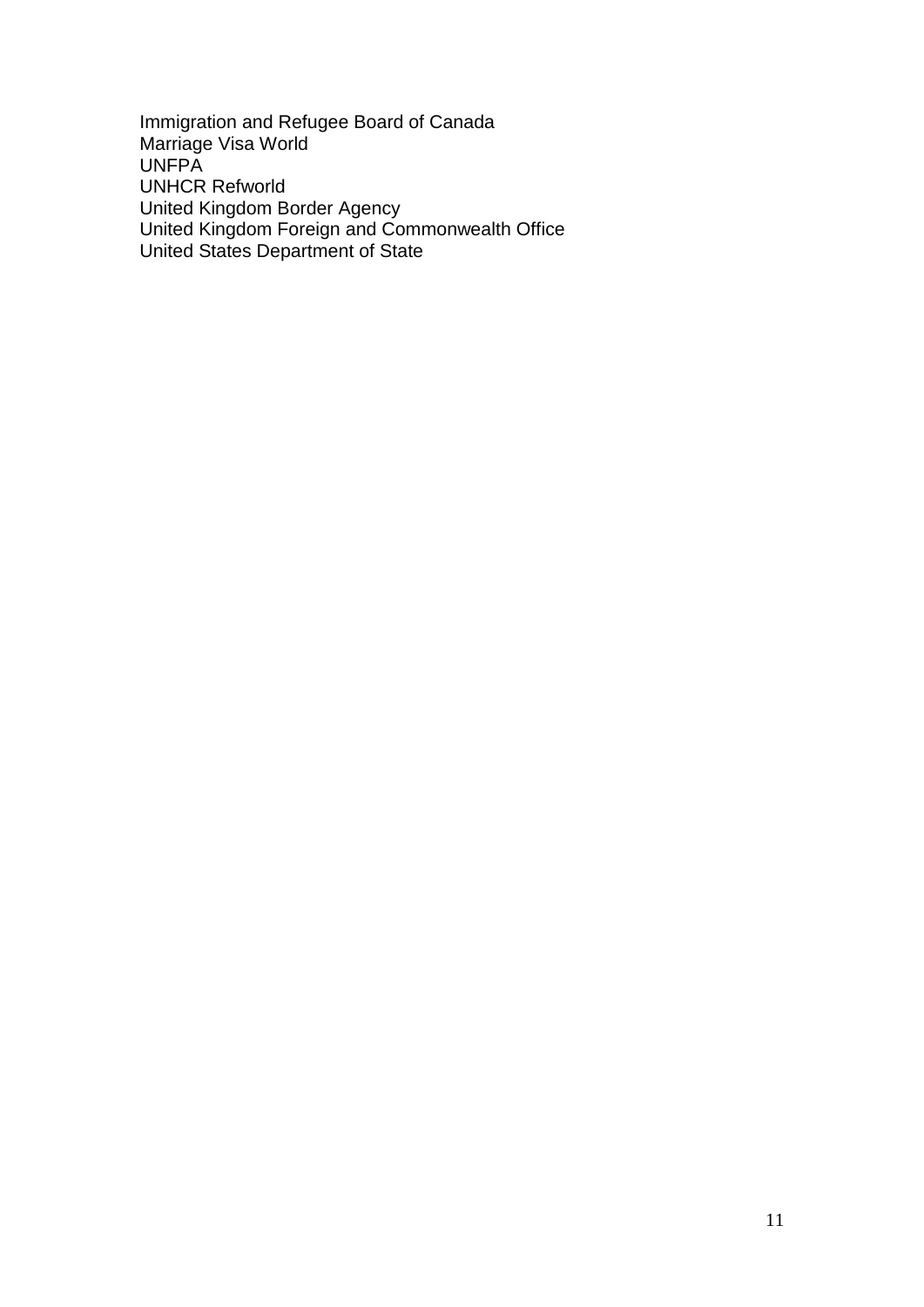Immigration and Refugee Board of Canada
Marriage Visa World
UNFPA
UNHCR Refworld
United Kingdom Border Agency
United Kingdom Foreign and Commonwealth Office
United States Department of State